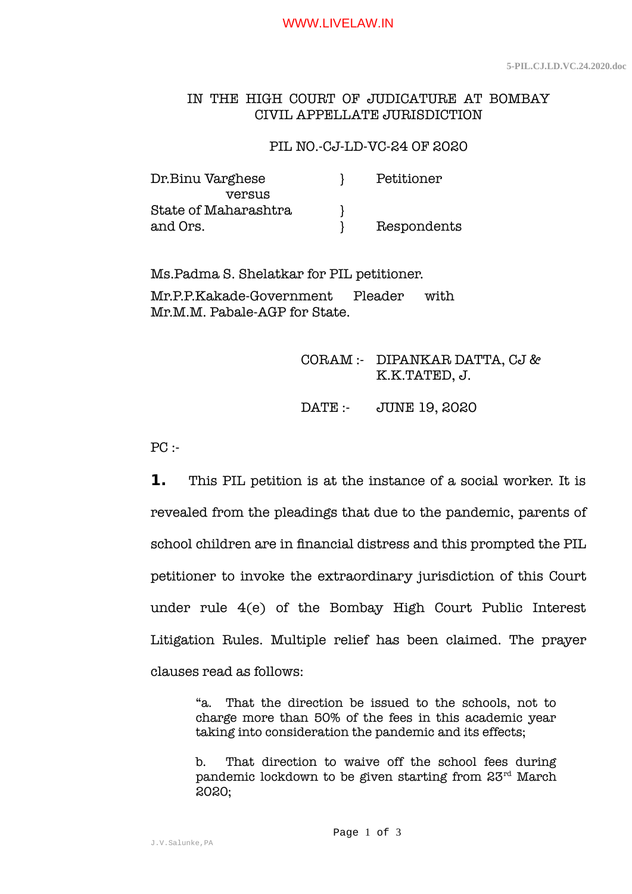IN THE HIGH COURT OF JUDICATURE AT BOMBAY
CIVIL APPELLATE JURISDICTION

PIL NO.-CJ-LD-VC-24 OF 2020

| | | |
|---|---|---|
| Dr.Binu Varghese | } | Petitioner |
| versus | | |
| State of Maharashtra and Ors. | } | Respondents |

Ms.Padma S. Shelatkar for PIL petitioner.

Mr.P.P.Kakade-Government Pleader with Mr.M.M. Pabale-AGP for State.

CORAM :- DIPANKAR DATTA, CJ & K.K.TATED, J.

DATE :- JUNE 19, 2020

PC :-

**1.** This PIL petition is at the instance of a social worker. It is revealed from the pleadings that due to the pandemic, parents of school children are in financial distress and this prompted the PIL petitioner to invoke the extraordinary jurisdiction of this Court under rule 4(e) of the Bombay High Court Public Interest Litigation Rules. Multiple relief has been claimed. The prayer clauses read as follows:

> "a. That the direction be issued to the schools, not to charge more than 50% of the fees in this academic year taking into consideration the pandemic and its effects;
>
> b. That direction to waive off the school fees during pandemic lockdown to be given starting from 23rd March 2020;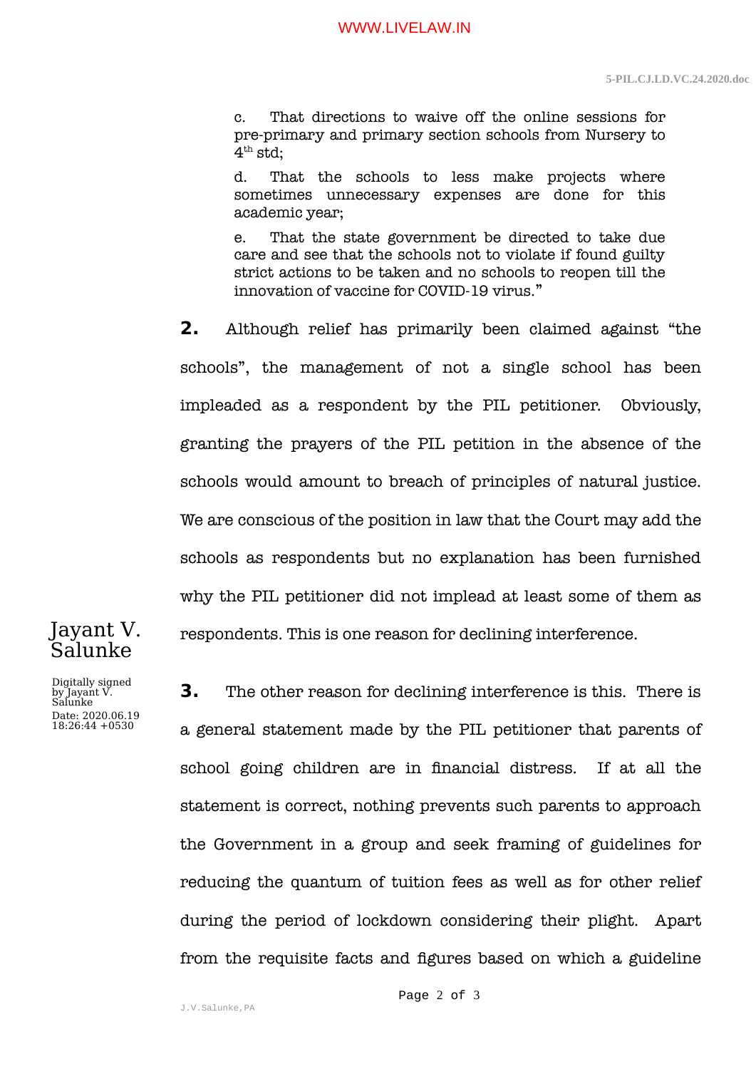c. That directions to waive off the online sessions for pre-primary and primary section schools from Nursery to 4th std;

d. That the schools to less make projects where sometimes unnecessary expenses are done for this academic year;

e. That the state government be directed to take due care and see that the schools not to violate if found guilty strict actions to be taken and no schools to reopen till the innovation of vaccine for COVID-19 virus."

**2.** Although relief has primarily been claimed against "the schools", the management of not a single school has been impleaded as a respondent by the PIL petitioner. Obviously, granting the prayers of the PIL petition in the absence of the schools would amount to breach of principles of natural justice. We are conscious of the position in law that the Court may add the schools as respondents but no explanation has been furnished why the PIL petitioner did not implead at least some of them as respondents. This is one reason for declining interference.

**3.** The other reason for declining interference is this. There is a general statement made by the PIL petitioner that parents of school going children are in financial distress. If at all the statement is correct, nothing prevents such parents to approach the Government in a group and seek framing of guidelines for reducing the quantum of tuition fees as well as for other relief during the period of lockdown considering their plight. Apart from the requisite facts and figures based on which a guideline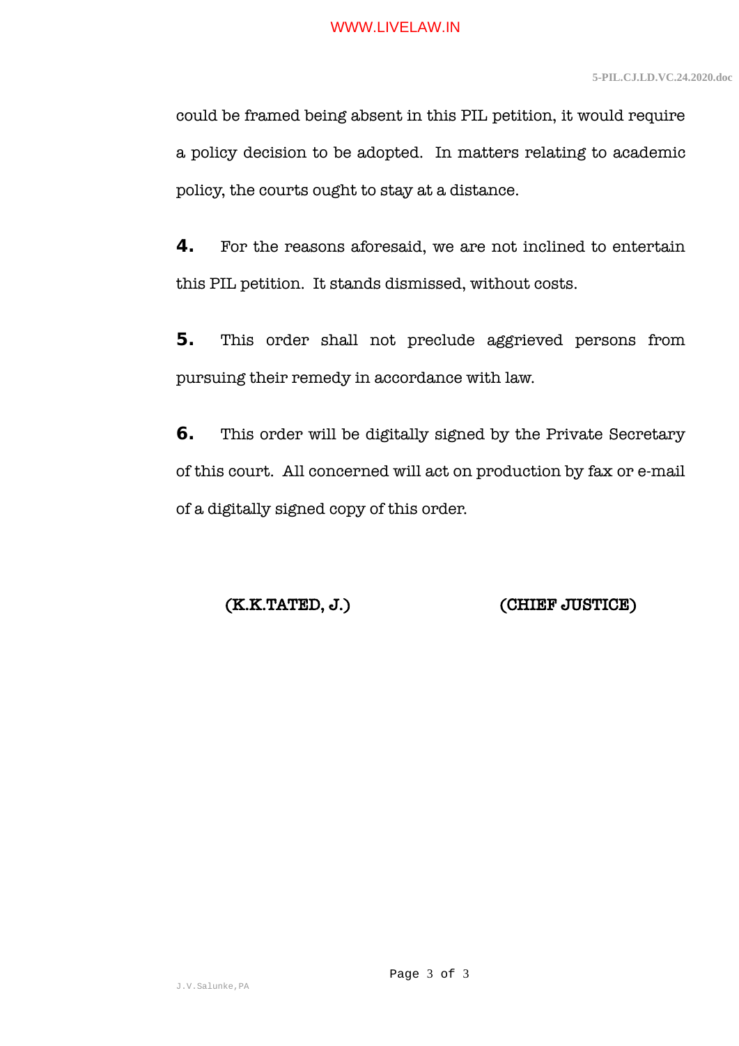could be framed being absent in this PIL petition, it would require a policy decision to be adopted. In matters relating to academic policy, the courts ought to stay at a distance.

**4.** For the reasons aforesaid, we are not inclined to entertain this PIL petition. It stands dismissed, without costs.

**5.** This order shall not preclude aggrieved persons from pursuing their remedy in accordance with law.

**6.** This order will be digitally signed by the Private Secretary of this court. All concerned will act on production by fax or e-mail of a digitally signed copy of this order.

**(K.K.TATED, J.)** **(CHIEF JUSTICE)**

J.V.Salunke,PA